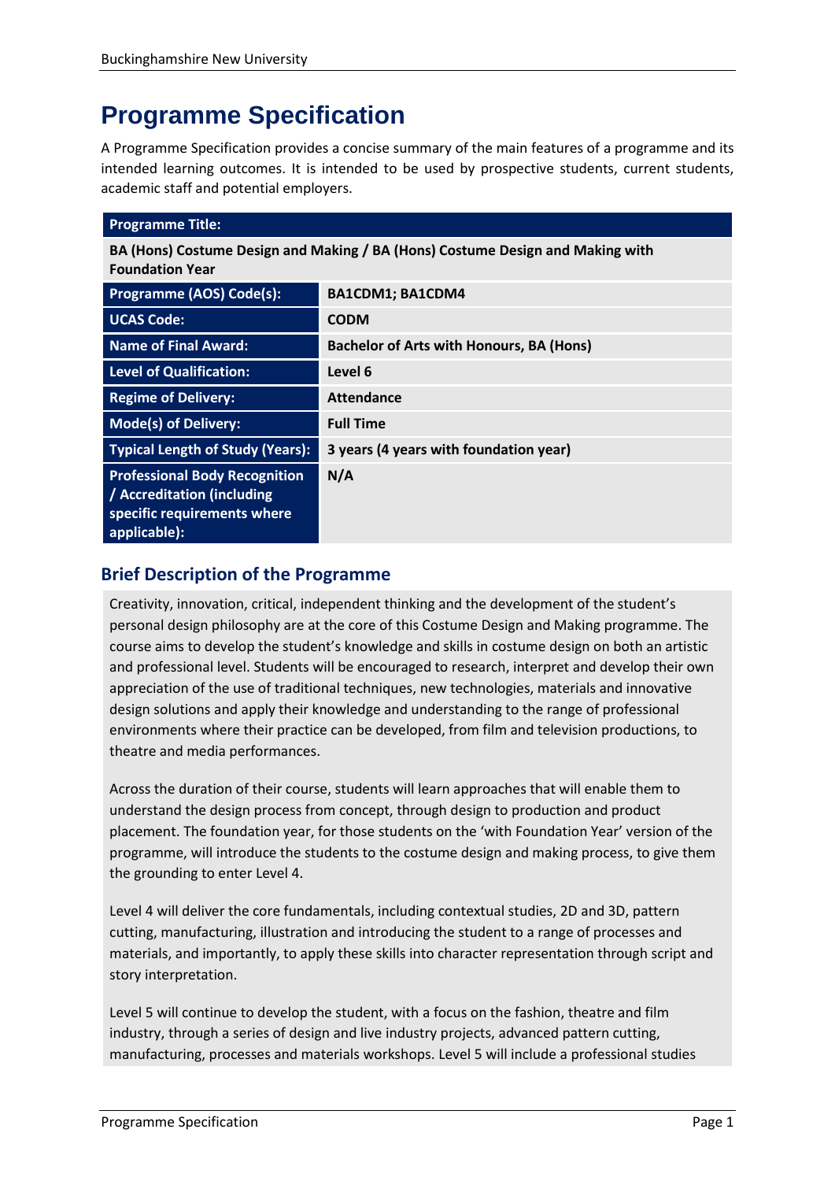# Programme Specification

A Programme Specification provides a concise summary of the main features of a programme and its intended learning outcomes. It is intended to be used by prospective students, current students, academic staff and potential employers.

| Programme Title: | |
|---|---|
| **BA (Hons) Costume Design and Making / BA (Hons) Costume Design and Making with Foundation Year** | |
| **Programme (AOS) Code(s):** | **BA1CDM1; BA1CDM4** |
| **UCAS Code:** | **CODM** |
| **Name of Final Award:** | **Bachelor of Arts with Honours, BA (Hons)** |
| **Level of Qualification:** | **Level 6** |
| **Regime of Delivery:** | **Attendance** |
| **Mode(s) of Delivery:** | **Full Time** |
| **Typical Length of Study (Years):** | **3 years (4 years with foundation year)** |
| **Professional Body Recognition / Accreditation (including specific requirements where applicable):** | **N/A** |

## Brief Description of the Programme

Creativity, innovation, critical, independent thinking and the development of the student's personal design philosophy are at the core of this Costume Design and Making programme. The course aims to develop the student's knowledge and skills in costume design on both an artistic and professional level. Students will be encouraged to research, interpret and develop their own appreciation of the use of traditional techniques, new technologies, materials and innovative design solutions and apply their knowledge and understanding to the range of professional environments where their practice can be developed, from film and television productions, to theatre and media performances.

Across the duration of their course, students will learn approaches that will enable them to understand the design process from concept, through design to production and product placement. The foundation year, for those students on the 'with Foundation Year' version of the programme, will introduce the students to the costume design and making process, to give them the grounding to enter Level 4.

Level 4 will deliver the core fundamentals, including contextual studies, 2D and 3D, pattern cutting, manufacturing, illustration and introducing the student to a range of processes and materials, and importantly, to apply these skills into character representation through script and story interpretation.

Level 5 will continue to develop the student, with a focus on the fashion, theatre and film industry, through a series of design and live industry projects, advanced pattern cutting, manufacturing, processes and materials workshops. Level 5 will include a professional studies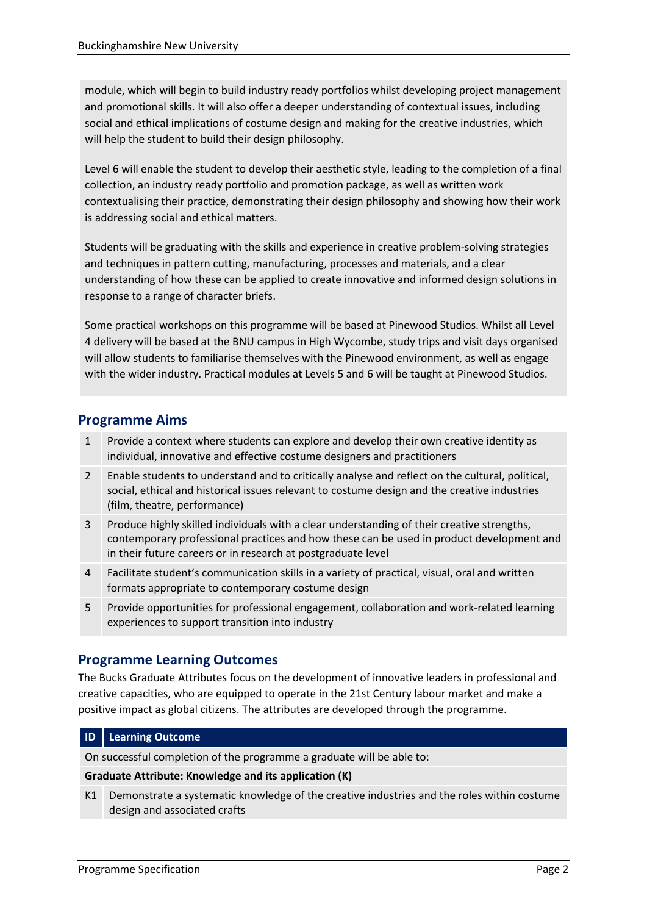module, which will begin to build industry ready portfolios whilst developing project management and promotional skills. It will also offer a deeper understanding of contextual issues, including social and ethical implications of costume design and making for the creative industries, which will help the student to build their design philosophy.

Level 6 will enable the student to develop their aesthetic style, leading to the completion of a final collection, an industry ready portfolio and promotion package, as well as written work contextualising their practice, demonstrating their design philosophy and showing how their work is addressing social and ethical matters.

Students will be graduating with the skills and experience in creative problem-solving strategies and techniques in pattern cutting, manufacturing, processes and materials, and a clear understanding of how these can be applied to create innovative and informed design solutions in response to a range of character briefs.

Some practical workshops on this programme will be based at Pinewood Studios. Whilst all Level 4 delivery will be based at the BNU campus in High Wycombe, study trips and visit days organised will allow students to familiarise themselves with the Pinewood environment, as well as engage with the wider industry. Practical modules at Levels 5 and 6 will be taught at Pinewood Studios.

## Programme Aims

| | |
|---|---|
| 1 | Provide a context where students can explore and develop their own creative identity as individual, innovative and effective costume designers and practitioners |
| 2 | Enable students to understand and to critically analyse and reflect on the cultural, political, social, ethical and historical issues relevant to costume design and the creative industries (film, theatre, performance) |
| 3 | Produce highly skilled individuals with a clear understanding of their creative strengths, contemporary professional practices and how these can be used in product development and in their future careers or in research at postgraduate level |
| 4 | Facilitate student's communication skills in a variety of practical, visual, oral and written formats appropriate to contemporary costume design |
| 5 | Provide opportunities for professional engagement, collaboration and work-related learning experiences to support transition into industry |

## Programme Learning Outcomes

The Bucks Graduate Attributes focus on the development of innovative leaders in professional and creative capacities, who are equipped to operate in the 21st Century labour market and make a positive impact as global citizens. The attributes are developed through the programme.

| ID | Learning Outcome |
|---|---|
| On successful completion of the programme a graduate will be able to: | |
| **Graduate Attribute: Knowledge and its application (K)** | |
| K1 | Demonstrate a systematic knowledge of the creative industries and the roles within costume design and associated crafts |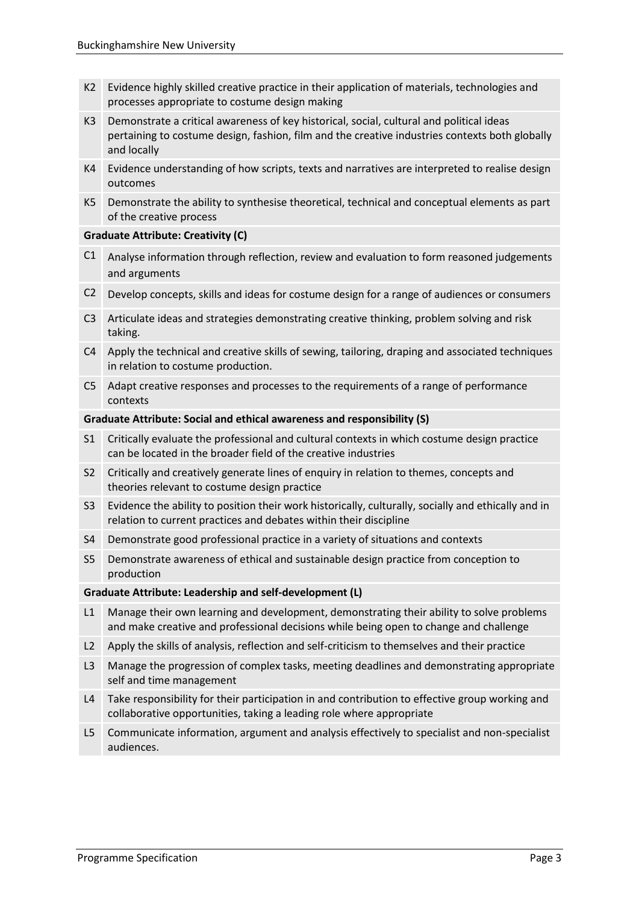| | |
|---|---|
| K2 | Evidence highly skilled creative practice in their application of materials, technologies and processes appropriate to costume design making |
| K3 | Demonstrate a critical awareness of key historical, social, cultural and political ideas pertaining to costume design, fashion, film and the creative industries contexts both globally and locally |
| K4 | Evidence understanding of how scripts, texts and narratives are interpreted to realise design outcomes |
| K5 | Demonstrate the ability to synthesise theoretical, technical and conceptual elements as part of the creative process |
| **Graduate Attribute: Creativity (C)** | |
| C1 | Analyse information through reflection, review and evaluation to form reasoned judgements and arguments |
| C2 | Develop concepts, skills and ideas for costume design for a range of audiences or consumers |
| C3 | Articulate ideas and strategies demonstrating creative thinking, problem solving and risk taking. |
| C4 | Apply the technical and creative skills of sewing, tailoring, draping and associated techniques in relation to costume production. |
| C5 | Adapt creative responses and processes to the requirements of a range of performance contexts |
| **Graduate Attribute: Social and ethical awareness and responsibility (S)** | |
| S1 | Critically evaluate the professional and cultural contexts in which costume design practice can be located in the broader field of the creative industries |
| S2 | Critically and creatively generate lines of enquiry in relation to themes, concepts and theories relevant to costume design practice |
| S3 | Evidence the ability to position their work historically, culturally, socially and ethically and in relation to current practices and debates within their discipline |
| S4 | Demonstrate good professional practice in a variety of situations and contexts |
| S5 | Demonstrate awareness of ethical and sustainable design practice from conception to production |
| **Graduate Attribute: Leadership and self-development (L)** | |
| L1 | Manage their own learning and development, demonstrating their ability to solve problems and make creative and professional decisions while being open to change and challenge |
| L2 | Apply the skills of analysis, reflection and self-criticism to themselves and their practice |
| L3 | Manage the progression of complex tasks, meeting deadlines and demonstrating appropriate self and time management |
| L4 | Take responsibility for their participation in and contribution to effective group working and collaborative opportunities, taking a leading role where appropriate |
| L5 | Communicate information, argument and analysis effectively to specialist and non-specialist audiences. |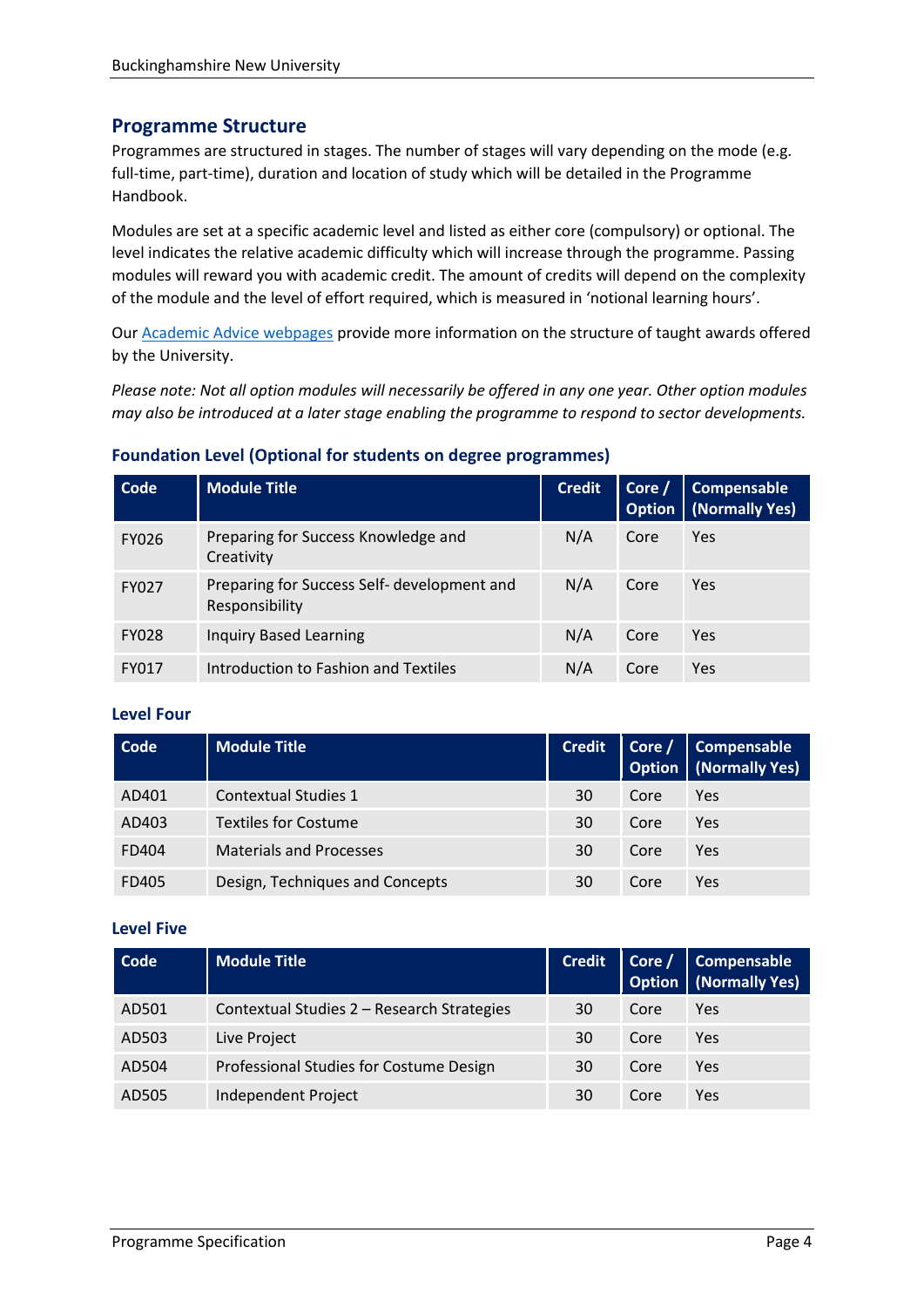## Programme Structure

Programmes are structured in stages. The number of stages will vary depending on the mode (e.g. full-time, part-time), duration and location of study which will be detailed in the Programme Handbook.

Modules are set at a specific academic level and listed as either core (compulsory) or optional. The level indicates the relative academic difficulty which will increase through the programme. Passing modules will reward you with academic credit. The amount of credits will depend on the complexity of the module and the level of effort required, which is measured in 'notional learning hours'.

Our [Academic Advice webpages]() provide more information on the structure of taught awards offered by the University.

*Please note: Not all option modules will necessarily be offered in any one year. Other option modules may also be introduced at a later stage enabling the programme to respond to sector developments.*

### Foundation Level (Optional for students on degree programmes)

| Code | Module Title | Credit | Core / Option | Compensable (Normally Yes) |
|---|---|---|---|---|
| FY026 | Preparing for Success Knowledge and Creativity | N/A | Core | Yes |
| FY027 | Preparing for Success Self- development and Responsibility | N/A | Core | Yes |
| FY028 | Inquiry Based Learning | N/A | Core | Yes |
| FY017 | Introduction to Fashion and Textiles | N/A | Core | Yes |

### Level Four

| Code | Module Title | Credit | Core / Option | Compensable (Normally Yes) |
|---|---|---|---|---|
| AD401 | Contextual Studies 1 | 30 | Core | Yes |
| AD403 | Textiles for Costume | 30 | Core | Yes |
| FD404 | Materials and Processes | 30 | Core | Yes |
| FD405 | Design, Techniques and Concepts | 30 | Core | Yes |

### Level Five

| Code | Module Title | Credit | Core / Option | Compensable (Normally Yes) |
|---|---|---|---|---|
| AD501 | Contextual Studies 2 – Research Strategies | 30 | Core | Yes |
| AD503 | Live Project | 30 | Core | Yes |
| AD504 | Professional Studies for Costume Design | 30 | Core | Yes |
| AD505 | Independent Project | 30 | Core | Yes |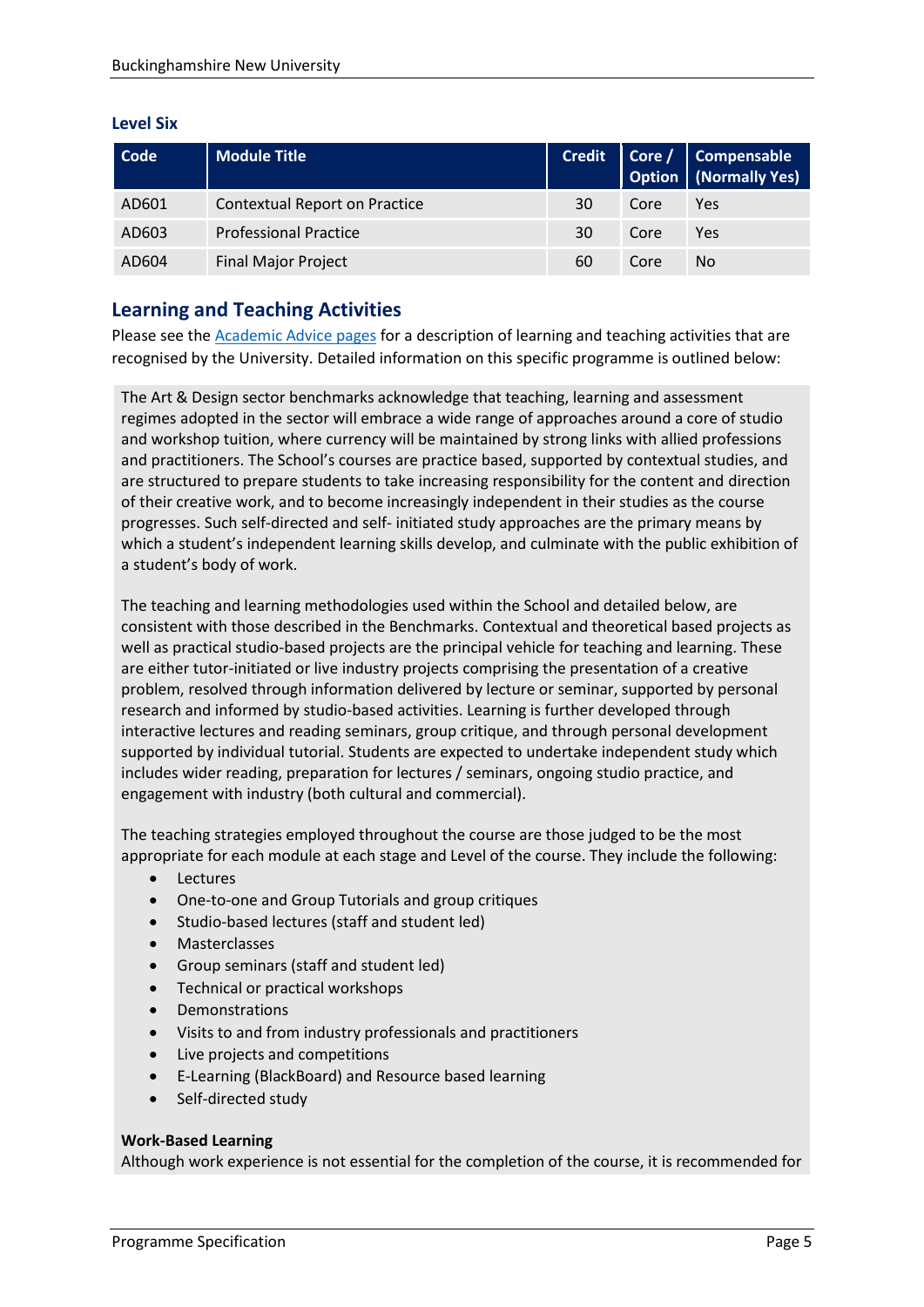### Level Six

| Code | Module Title | Credit | Core / Option | Compensable (Normally Yes) |
|---|---|---|---|---|
| AD601 | Contextual Report on Practice | 30 | Core | Yes |
| AD603 | Professional Practice | 30 | Core | Yes |
| AD604 | Final Major Project | 60 | Core | No |

## Learning and Teaching Activities

Please see the Academic Advice pages for a description of learning and teaching activities that are recognised by the University. Detailed information on this specific programme is outlined below:

The Art & Design sector benchmarks acknowledge that teaching, learning and assessment regimes adopted in the sector will embrace a wide range of approaches around a core of studio and workshop tuition, where currency will be maintained by strong links with allied professions and practitioners. The School's courses are practice based, supported by contextual studies, and are structured to prepare students to take increasing responsibility for the content and direction of their creative work, and to become increasingly independent in their studies as the course progresses. Such self-directed and self- initiated study approaches are the primary means by which a student's independent learning skills develop, and culminate with the public exhibition of a student's body of work.

The teaching and learning methodologies used within the School and detailed below, are consistent with those described in the Benchmarks. Contextual and theoretical based projects as well as practical studio-based projects are the principal vehicle for teaching and learning. These are either tutor-initiated or live industry projects comprising the presentation of a creative problem, resolved through information delivered by lecture or seminar, supported by personal research and informed by studio-based activities. Learning is further developed through interactive lectures and reading seminars, group critique, and through personal development supported by individual tutorial. Students are expected to undertake independent study which includes wider reading, preparation for lectures / seminars, ongoing studio practice, and engagement with industry (both cultural and commercial).

The teaching strategies employed throughout the course are those judged to be the most appropriate for each module at each stage and Level of the course. They include the following:

- Lectures
- One-to-one and Group Tutorials and group critiques
- Studio-based lectures (staff and student led)
- Masterclasses
- Group seminars (staff and student led)
- Technical or practical workshops
- Demonstrations
- Visits to and from industry professionals and practitioners
- Live projects and competitions
- E-Learning (BlackBoard) and Resource based learning
- Self-directed study

**Work-Based Learning**

Although work experience is not essential for the completion of the course, it is recommended for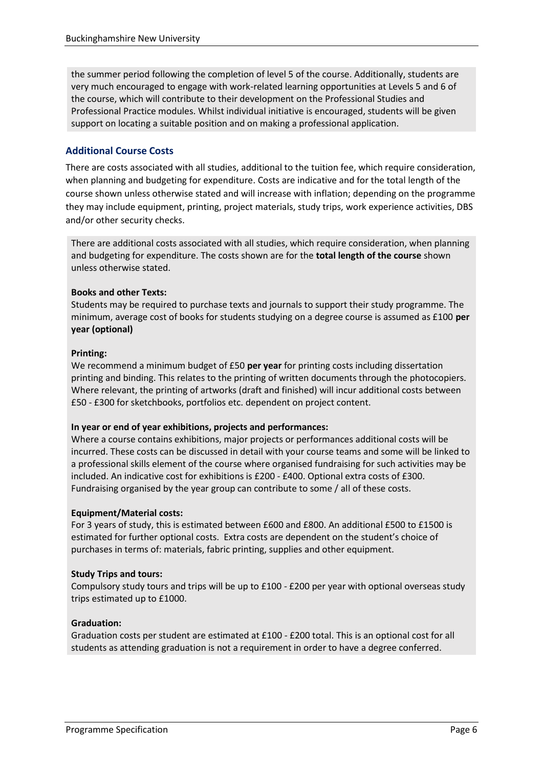the summer period following the completion of level 5 of the course. Additionally, students are very much encouraged to engage with work-related learning opportunities at Levels 5 and 6 of the course, which will contribute to their development on the Professional Studies and Professional Practice modules. Whilst individual initiative is encouraged, students will be given support on locating a suitable position and on making a professional application.

### Additional Course Costs

There are costs associated with all studies, additional to the tuition fee, which require consideration, when planning and budgeting for expenditure. Costs are indicative and for the total length of the course shown unless otherwise stated and will increase with inflation; depending on the programme they may include equipment, printing, project materials, study trips, work experience activities, DBS and/or other security checks.

There are additional costs associated with all studies, which require consideration, when planning and budgeting for expenditure. The costs shown are for the **total length of the course** shown unless otherwise stated.

**Books and other Texts:**
Students may be required to purchase texts and journals to support their study programme. The minimum, average cost of books for students studying on a degree course is assumed as £100 **per year (optional)**

**Printing:**
We recommend a minimum budget of £50 **per year** for printing costs including dissertation printing and binding. This relates to the printing of written documents through the photocopiers. Where relevant, the printing of artworks (draft and finished) will incur additional costs between £50 - £300 for sketchbooks, portfolios etc. dependent on project content.

**In year or end of year exhibitions, projects and performances:**
Where a course contains exhibitions, major projects or performances additional costs will be incurred. These costs can be discussed in detail with your course teams and some will be linked to a professional skills element of the course where organised fundraising for such activities may be included. An indicative cost for exhibitions is £200 - £400. Optional extra costs of £300. Fundraising organised by the year group can contribute to some / all of these costs.

**Equipment/Material costs:**
For 3 years of study, this is estimated between £600 and £800. An additional £500 to £1500 is estimated for further optional costs. Extra costs are dependent on the student's choice of purchases in terms of: materials, fabric printing, supplies and other equipment.

**Study Trips and tours:**
Compulsory study tours and trips will be up to £100 - £200 per year with optional overseas study trips estimated up to £1000.

**Graduation:**
Graduation costs per student are estimated at £100 - £200 total. This is an optional cost for all students as attending graduation is not a requirement in order to have a degree conferred.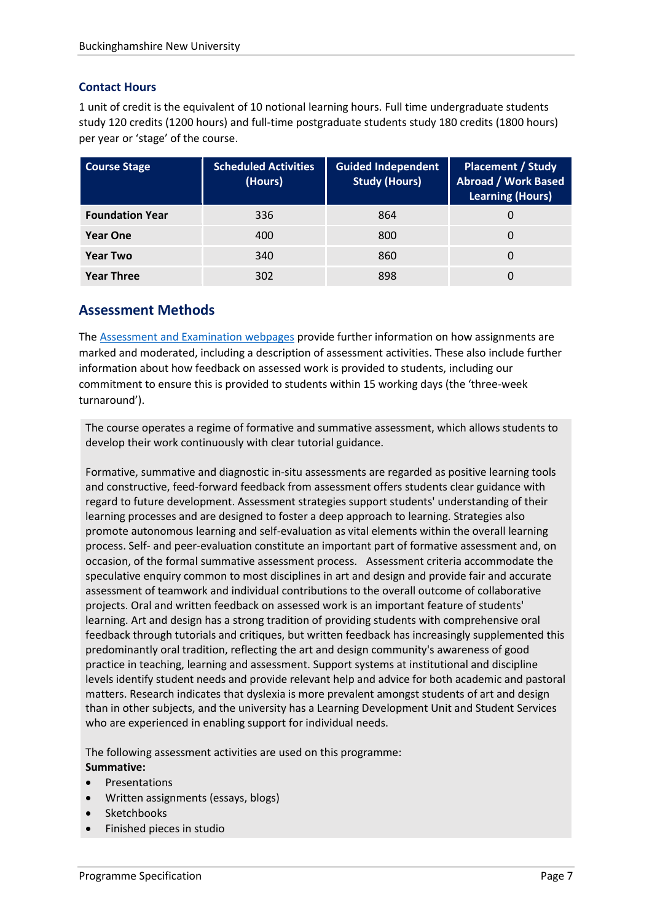### Contact Hours

1 unit of credit is the equivalent of 10 notional learning hours. Full time undergraduate students study 120 credits (1200 hours) and full-time postgraduate students study 180 credits (1800 hours) per year or 'stage' of the course.

| Course Stage | Scheduled Activities (Hours) | Guided Independent Study (Hours) | Placement / Study Abroad / Work Based Learning (Hours) |
|---|---|---|---|
| **Foundation Year** | 336 | 864 | 0 |
| **Year One** | 400 | 800 | 0 |
| **Year Two** | 340 | 860 | 0 |
| **Year Three** | 302 | 898 | 0 |

## Assessment Methods

The Assessment and Examination webpages provide further information on how assignments are marked and moderated, including a description of assessment activities. These also include further information about how feedback on assessed work is provided to students, including our commitment to ensure this is provided to students within 15 working days (the 'three-week turnaround').

The course operates a regime of formative and summative assessment, which allows students to develop their work continuously with clear tutorial guidance.

Formative, summative and diagnostic in-situ assessments are regarded as positive learning tools and constructive, feed-forward feedback from assessment offers students clear guidance with regard to future development. Assessment strategies support students' understanding of their learning processes and are designed to foster a deep approach to learning. Strategies also promote autonomous learning and self-evaluation as vital elements within the overall learning process. Self- and peer-evaluation constitute an important part of formative assessment and, on occasion, of the formal summative assessment process. Assessment criteria accommodate the speculative enquiry common to most disciplines in art and design and provide fair and accurate assessment of teamwork and individual contributions to the overall outcome of collaborative projects. Oral and written feedback on assessed work is an important feature of students' learning. Art and design has a strong tradition of providing students with comprehensive oral feedback through tutorials and critiques, but written feedback has increasingly supplemented this predominantly oral tradition, reflecting the art and design community's awareness of good practice in teaching, learning and assessment. Support systems at institutional and discipline levels identify student needs and provide relevant help and advice for both academic and pastoral matters. Research indicates that dyslexia is more prevalent amongst students of art and design than in other subjects, and the university has a Learning Development Unit and Student Services who are experienced in enabling support for individual needs.

The following assessment activities are used on this programme:

**Summative:**

- Presentations
- Written assignments (essays, blogs)
- Sketchbooks
- Finished pieces in studio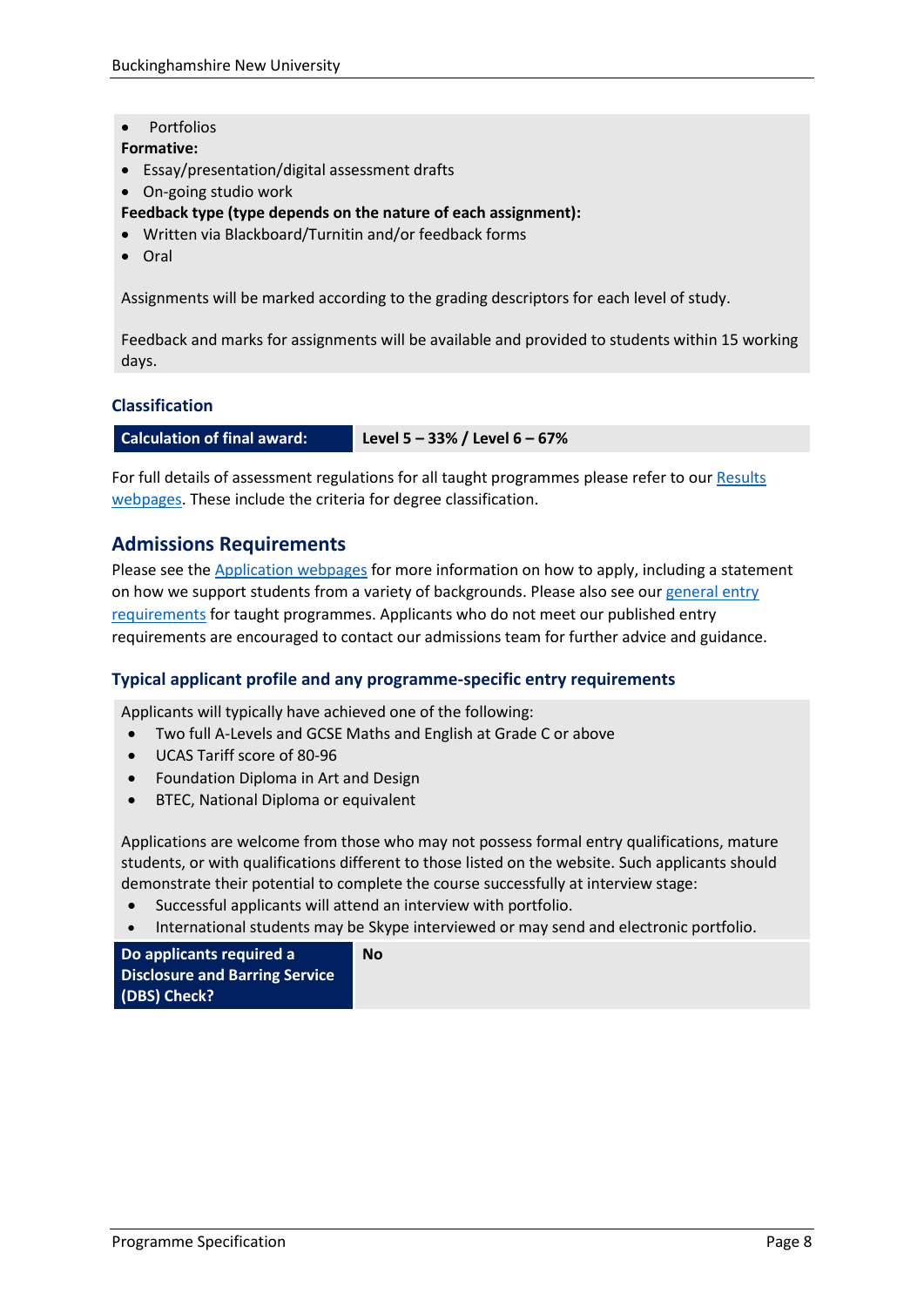- Portfolios

**Formative:**

- Essay/presentation/digital assessment drafts
- On-going studio work

**Feedback type (type depends on the nature of each assignment):**

- Written via Blackboard/Turnitin and/or feedback forms
- Oral

Assignments will be marked according to the grading descriptors for each level of study.

Feedback and marks for assignments will be available and provided to students within 15 working days.

### Classification

| Calculation of final award: | Level 5 – 33% / Level 6 – 67% |
|---|---|

For full details of assessment regulations for all taught programmes please refer to our Results webpages. These include the criteria for degree classification.

## Admissions Requirements

Please see the Application webpages for more information on how to apply, including a statement on how we support students from a variety of backgrounds. Please also see our general entry requirements for taught programmes. Applicants who do not meet our published entry requirements are encouraged to contact our admissions team for further advice and guidance.

### Typical applicant profile and any programme-specific entry requirements

Applicants will typically have achieved one of the following:

- Two full A-Levels and GCSE Maths and English at Grade C or above
- UCAS Tariff score of 80-96
- Foundation Diploma in Art and Design
- BTEC, National Diploma or equivalent

Applications are welcome from those who may not possess formal entry qualifications, mature students, or with qualifications different to those listed on the website. Such applicants should demonstrate their potential to complete the course successfully at interview stage:

- Successful applicants will attend an interview with portfolio.
- International students may be Skype interviewed or may send and electronic portfolio.

| Do applicants required a Disclosure and Barring Service (DBS) Check? | No |
|---|---|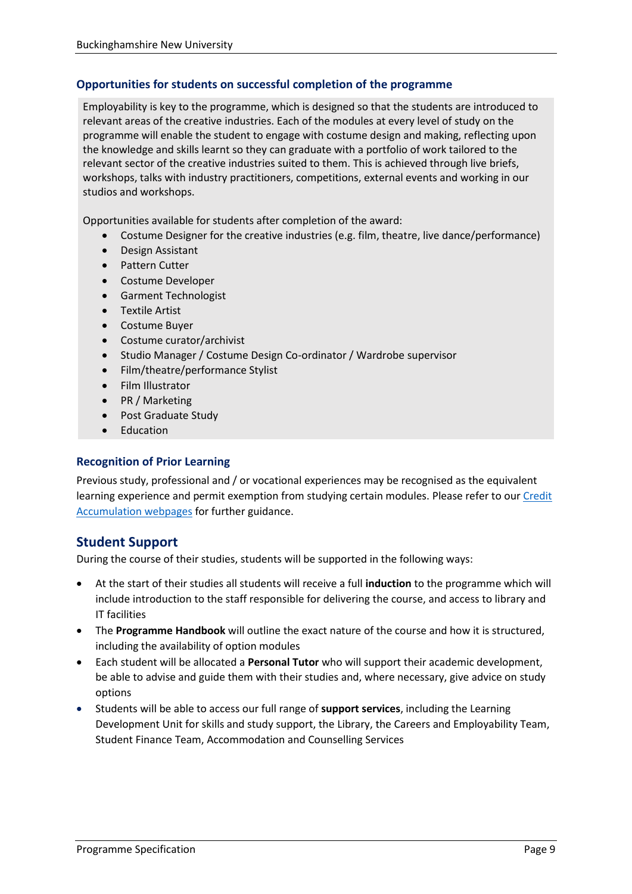### Opportunities for students on successful completion of the programme

Employability is key to the programme, which is designed so that the students are introduced to relevant areas of the creative industries. Each of the modules at every level of study on the programme will enable the student to engage with costume design and making, reflecting upon the knowledge and skills learnt so they can graduate with a portfolio of work tailored to the relevant sector of the creative industries suited to them. This is achieved through live briefs, workshops, talks with industry practitioners, competitions, external events and working in our studios and workshops.

Opportunities available for students after completion of the award:

- Costume Designer for the creative industries (e.g. film, theatre, live dance/performance)
- Design Assistant
- Pattern Cutter
- Costume Developer
- Garment Technologist
- Textile Artist
- Costume Buyer
- Costume curator/archivist
- Studio Manager / Costume Design Co-ordinator / Wardrobe supervisor
- Film/theatre/performance Stylist
- Film Illustrator
- PR / Marketing
- Post Graduate Study
- Education

### Recognition of Prior Learning

Previous study, professional and / or vocational experiences may be recognised as the equivalent learning experience and permit exemption from studying certain modules. Please refer to our Credit Accumulation webpages for further guidance.

## Student Support

During the course of their studies, students will be supported in the following ways:

- At the start of their studies all students will receive a full **induction** to the programme which will include introduction to the staff responsible for delivering the course, and access to library and IT facilities
- The **Programme Handbook** will outline the exact nature of the course and how it is structured, including the availability of option modules
- Each student will be allocated a **Personal Tutor** who will support their academic development, be able to advise and guide them with their studies and, where necessary, give advice on study options
- Students will be able to access our full range of **support services**, including the Learning Development Unit for skills and study support, the Library, the Careers and Employability Team, Student Finance Team, Accommodation and Counselling Services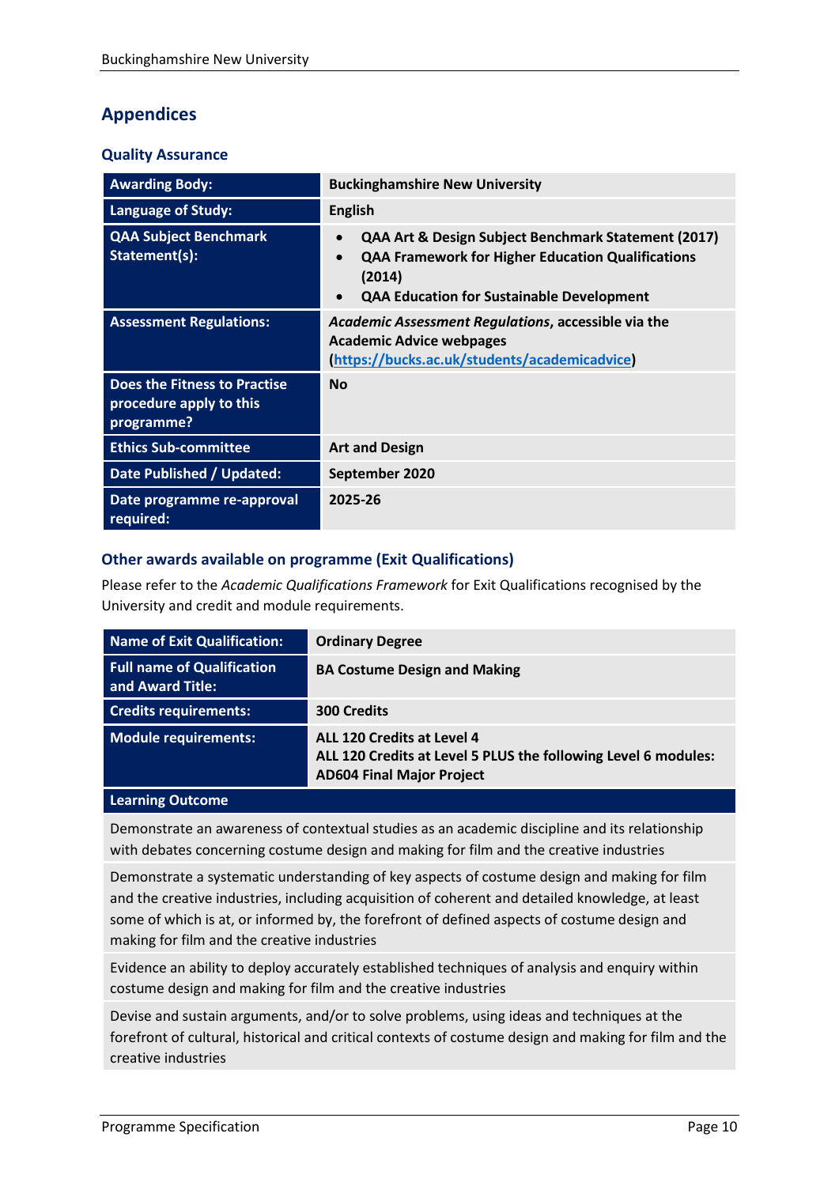## Appendices

### Quality Assurance

| **Awarding Body:** | **Buckinghamshire New University** |
|---|---|
| **Language of Study:** | **English** |
| **QAA Subject Benchmark Statement(s):** | • **QAA Art & Design Subject Benchmark Statement (2017)**<br>• **QAA Framework for Higher Education Qualifications (2014)**<br>• **QAA Education for Sustainable Development** |
| **Assessment Regulations:** | ***Academic Assessment Regulations*, accessible via the Academic Advice webpages (https://bucks.ac.uk/students/academicadvice)** |
| **Does the Fitness to Practise procedure apply to this programme?** | **No** |
| **Ethics Sub-committee** | **Art and Design** |
| **Date Published / Updated:** | **September 2020** |
| **Date programme re-approval required:** | **2025-26** |

### Other awards available on programme (Exit Qualifications)

Please refer to the *Academic Qualifications Framework* for Exit Qualifications recognised by the University and credit and module requirements.

| **Name of Exit Qualification:** | **Ordinary Degree** |
|---|---|
| **Full name of Qualification and Award Title:** | **BA Costume Design and Making** |
| **Credits requirements:** | **300 Credits** |
| **Module requirements:** | **ALL 120 Credits at Level 4**<br>**ALL 120 Credits at Level 5 PLUS the following Level 6 modules: AD604 Final Major Project** |

| **Learning Outcome** |
|---|
| Demonstrate an awareness of contextual studies as an academic discipline and its relationship with debates concerning costume design and making for film and the creative industries |
| Demonstrate a systematic understanding of key aspects of costume design and making for film and the creative industries, including acquisition of coherent and detailed knowledge, at least some of which is at, or informed by, the forefront of defined aspects of costume design and making for film and the creative industries |
| Evidence an ability to deploy accurately established techniques of analysis and enquiry within costume design and making for film and the creative industries |
| Devise and sustain arguments, and/or to solve problems, using ideas and techniques at the forefront of cultural, historical and critical contexts of costume design and making for film and the creative industries |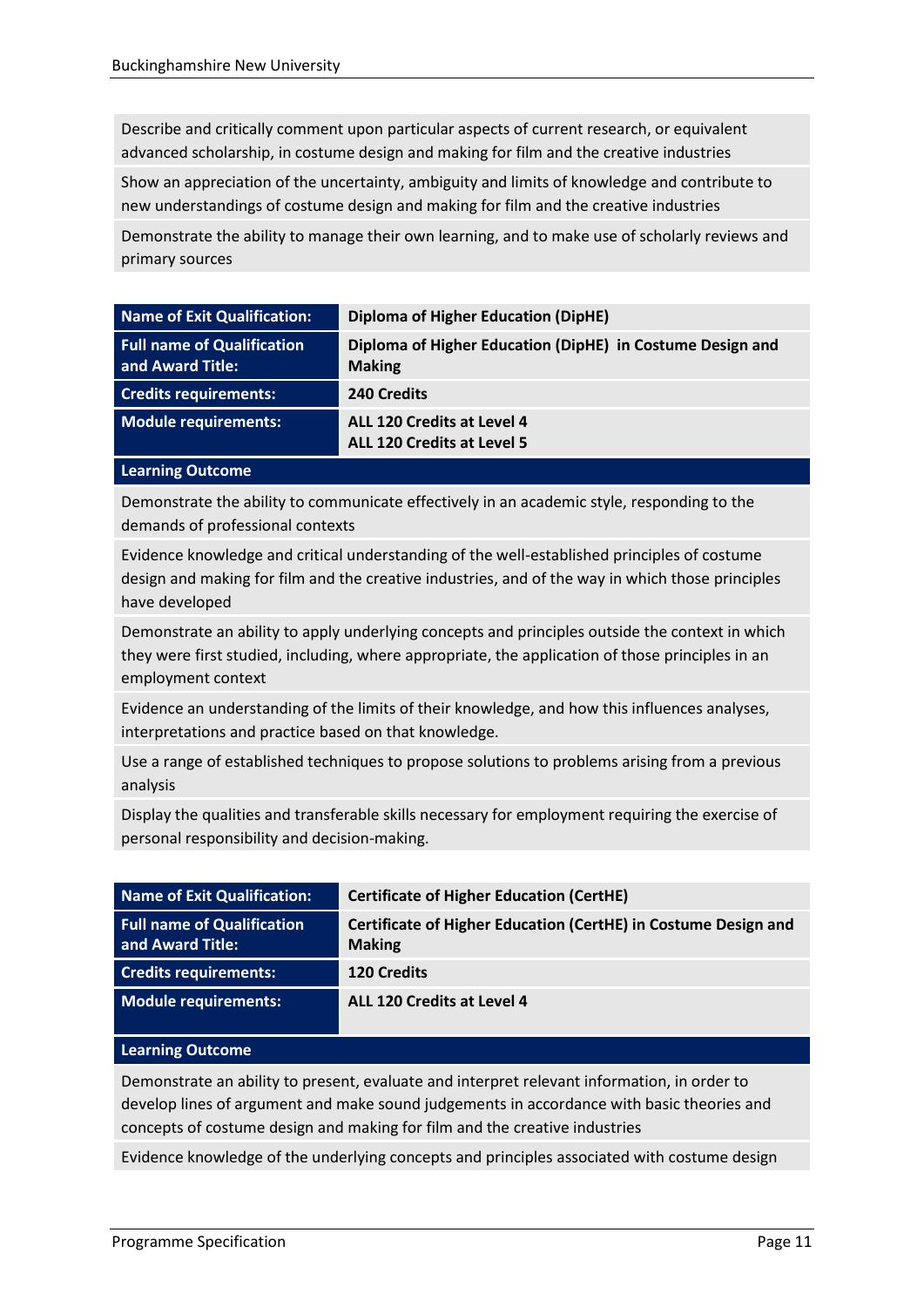Describe and critically comment upon particular aspects of current research, or equivalent advanced scholarship, in costume design and making for film and the creative industries

Show an appreciation of the uncertainty, ambiguity and limits of knowledge and contribute to new understandings of costume design and making for film and the creative industries

Demonstrate the ability to manage their own learning, and to make use of scholarly reviews and primary sources

| **Name of Exit Qualification:** | **Diploma of Higher Education (DipHE)** |
|---|---|
| **Full name of Qualification and Award Title:** | **Diploma of Higher Education (DipHE) in Costume Design and Making** |
| **Credits requirements:** | **240 Credits** |
| **Module requirements:** | **ALL 120 Credits at Level 4**<br>**ALL 120 Credits at Level 5** |

**Learning Outcome**

Demonstrate the ability to communicate effectively in an academic style, responding to the demands of professional contexts

Evidence knowledge and critical understanding of the well-established principles of costume design and making for film and the creative industries, and of the way in which those principles have developed

Demonstrate an ability to apply underlying concepts and principles outside the context in which they were first studied, including, where appropriate, the application of those principles in an employment context

Evidence an understanding of the limits of their knowledge, and how this influences analyses, interpretations and practice based on that knowledge.

Use a range of established techniques to propose solutions to problems arising from a previous analysis

Display the qualities and transferable skills necessary for employment requiring the exercise of personal responsibility and decision-making.

| **Name of Exit Qualification:** | **Certificate of Higher Education (CertHE)** |
|---|---|
| **Full name of Qualification and Award Title:** | **Certificate of Higher Education (CertHE) in Costume Design and Making** |
| **Credits requirements:** | **120 Credits** |
| **Module requirements:** | **ALL 120 Credits at Level 4** |

**Learning Outcome**

Demonstrate an ability to present, evaluate and interpret relevant information, in order to develop lines of argument and make sound judgements in accordance with basic theories and concepts of costume design and making for film and the creative industries

Evidence knowledge of the underlying concepts and principles associated with costume design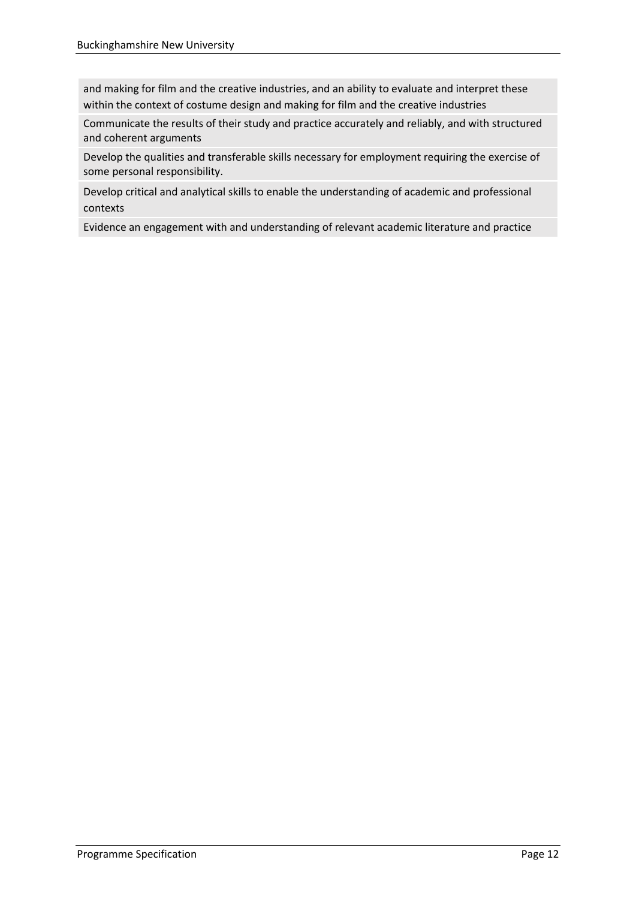and making for film and the creative industries, and an ability to evaluate and interpret these within the context of costume design and making for film and the creative industries

Communicate the results of their study and practice accurately and reliably, and with structured and coherent arguments

Develop the qualities and transferable skills necessary for employment requiring the exercise of some personal responsibility.

Develop critical and analytical skills to enable the understanding of academic and professional contexts

Evidence an engagement with and understanding of relevant academic literature and practice